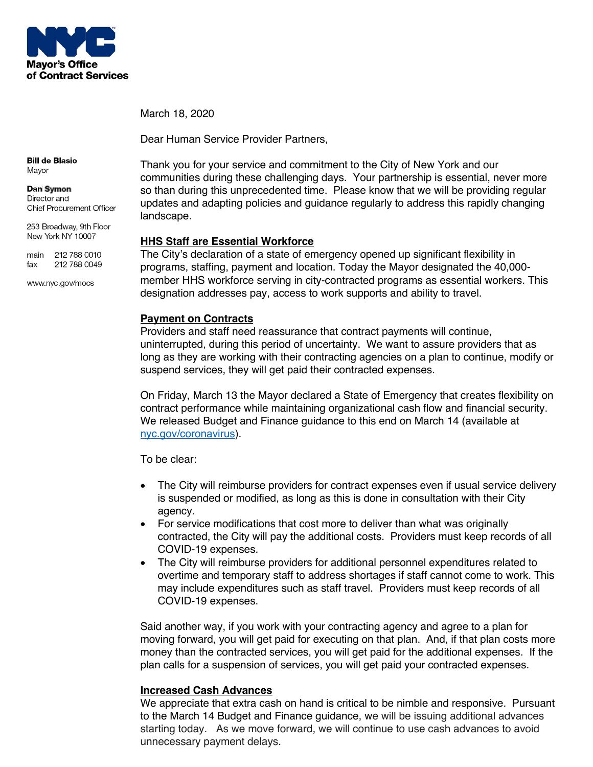**NYC Mayor's Office of Contract Services**

**Bill de Blasio**
Mayor

**Dan Symon**
Director and
Chief Procurement Officer

253 Broadway, 9th Floor
New York NY 10007

main 212 788 0010
fax 212 788 0049

www.nyc.gov/mocs

March 18, 2020

Dear Human Service Provider Partners,

Thank you for your service and commitment to the City of New York and our communities during these challenging days. Your partnership is essential, never more so than during this unprecedented time. Please know that we will be providing regular updates and adapting policies and guidance regularly to address this rapidly changing landscape.

## HHS Staff are Essential Workforce

The City's declaration of a state of emergency opened up significant flexibility in programs, staffing, payment and location. Today the Mayor designated the 40,000-member HHS workforce serving in city-contracted programs as essential workers. This designation addresses pay, access to work supports and ability to travel.

## Payment on Contracts

Providers and staff need reassurance that contract payments will continue, uninterrupted, during this period of uncertainty. We want to assure providers that as long as they are working with their contracting agencies on a plan to continue, modify or suspend services, they will get paid their contracted expenses.

On Friday, March 13 the Mayor declared a State of Emergency that creates flexibility on contract performance while maintaining organizational cash flow and financial security. We released Budget and Finance guidance to this end on March 14 (available at nyc.gov/coronavirus).

To be clear:

- The City will reimburse providers for contract expenses even if usual service delivery is suspended or modified, as long as this is done in consultation with their City agency.
- For service modifications that cost more to deliver than what was originally contracted, the City will pay the additional costs. Providers must keep records of all COVID-19 expenses.
- The City will reimburse providers for additional personnel expenditures related to overtime and temporary staff to address shortages if staff cannot come to work. This may include expenditures such as staff travel. Providers must keep records of all COVID-19 expenses.

Said another way, if you work with your contracting agency and agree to a plan for moving forward, you will get paid for executing on that plan. And, if that plan costs more money than the contracted services, you will get paid for the additional expenses. If the plan calls for a suspension of services, you will get paid your contracted expenses.

## Increased Cash Advances

We appreciate that extra cash on hand is critical to be nimble and responsive. Pursuant to the March 14 Budget and Finance guidance, we will be issuing additional advances starting today. As we move forward, we will continue to use cash advances to avoid unnecessary payment delays.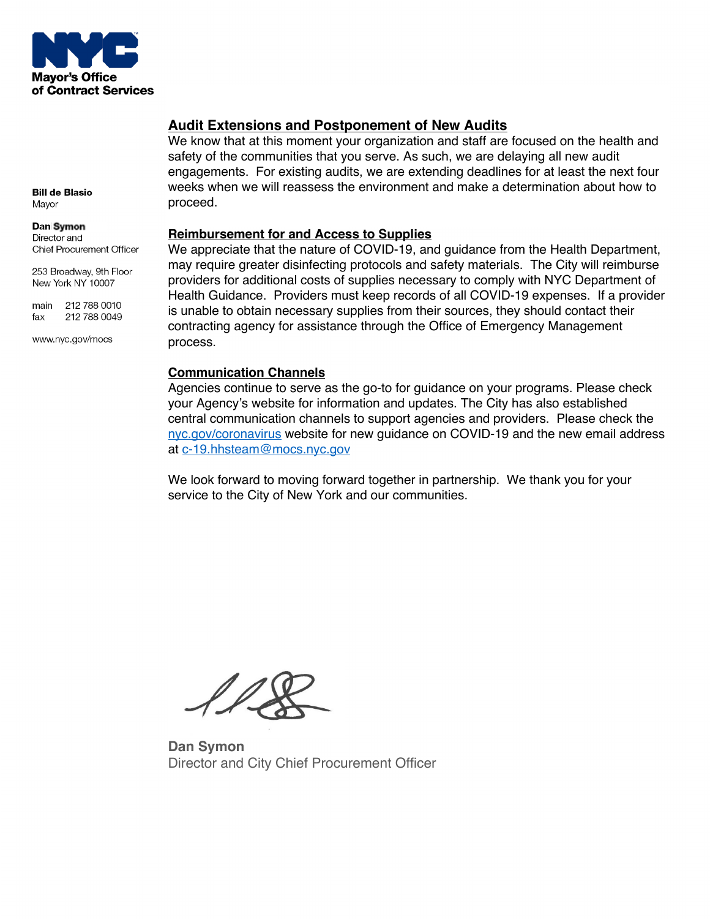**NYC**
**Mayor's Office of Contract Services**

**Bill de Blasio**
Mayor

**Dan Symon**
Director and
Chief Procurement Officer

253 Broadway, 9th Floor
New York NY 10007

main 212 788 0010
fax 212 788 0049

www.nyc.gov/mocs

## Audit Extensions and Postponement of New Audits

We know that at this moment your organization and staff are focused on the health and safety of the communities that you serve. As such, we are delaying all new audit engagements. For existing audits, we are extending deadlines for at least the next four weeks when we will reassess the environment and make a determination about how to proceed.

## Reimbursement for and Access to Supplies

We appreciate that the nature of COVID-19, and guidance from the Health Department, may require greater disinfecting protocols and safety materials. The City will reimburse providers for additional costs of supplies necessary to comply with NYC Department of Health Guidance. Providers must keep records of all COVID-19 expenses. If a provider is unable to obtain necessary supplies from their sources, they should contact their contracting agency for assistance through the Office of Emergency Management process.

## Communication Channels

Agencies continue to serve as the go-to for guidance on your programs. Please check your Agency's website for information and updates. The City has also established central communication channels to support agencies and providers. Please check the nyc.gov/coronavirus website for new guidance on COVID-19 and the new email address at c-19.hhsteam@mocs.nyc.gov

We look forward to moving forward together in partnership. We thank you for your service to the City of New York and our communities.

**Dan Symon**
Director and City Chief Procurement Officer